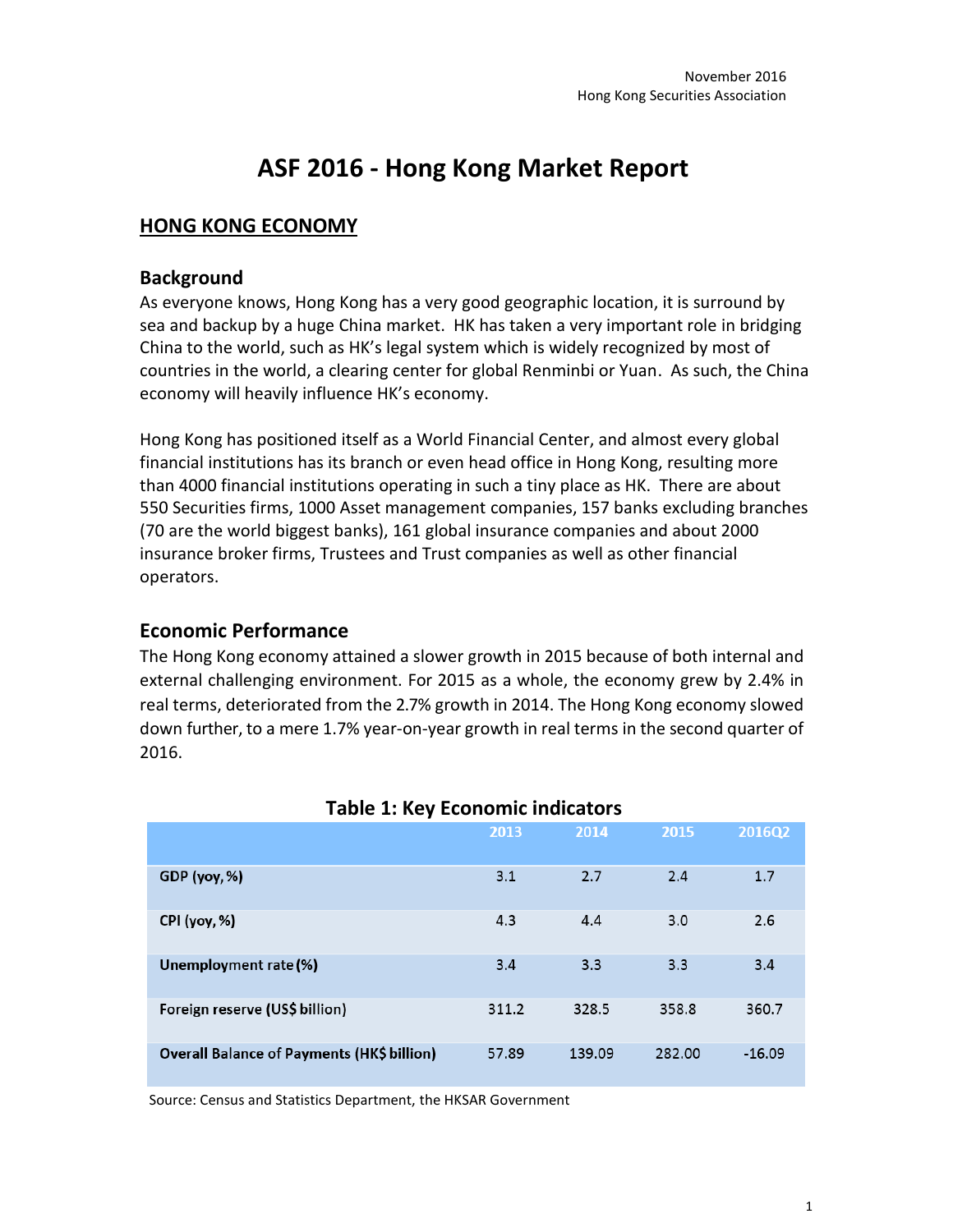November 2016
Hong Kong Securities Association

# ASF 2016 - Hong Kong Market Report

## HONG KONG ECONOMY

### Background

As everyone knows, Hong Kong has a very good geographic location, it is surround by sea and backup by a huge China market. HK has taken a very important role in bridging China to the world, such as HK's legal system which is widely recognized by most of countries in the world, a clearing center for global Renminbi or Yuan. As such, the China economy will heavily influence HK's economy.

Hong Kong has positioned itself as a World Financial Center, and almost every global financial institutions has its branch or even head office in Hong Kong, resulting more than 4000 financial institutions operating in such a tiny place as HK. There are about 550 Securities firms, 1000 Asset management companies, 157 banks excluding branches (70 are the world biggest banks), 161 global insurance companies and about 2000 insurance broker firms, Trustees and Trust companies as well as other financial operators.

### Economic Performance

The Hong Kong economy attained a slower growth in 2015 because of both internal and external challenging environment. For 2015 as a whole, the economy grew by 2.4% in real terms, deteriorated from the 2.7% growth in 2014. The Hong Kong economy slowed down further, to a mere 1.7% year-on-year growth in real terms in the second quarter of 2016.

**Table 1: Key Economic indicators**

| | 2013 | 2014 | 2015 | 2016Q2 |
|---|---|---|---|---|
| **GDP (yoy, %)** | 3.1 | 2.7 | 2.4 | 1.7 |
| **CPI (yoy, %)** | 4.3 | 4.4 | 3.0 | 2.6 |
| **Unemployment rate (%)** | 3.4 | 3.3 | 3.3 | 3.4 |
| **Foreign reserve (US$ billion)** | 311.2 | 328.5 | 358.8 | 360.7 |
| **Overall Balance of Payments (HK$ billion)** | 57.89 | 139.09 | 282.00 | -16.09 |

Source: Census and Statistics Department, the HKSAR Government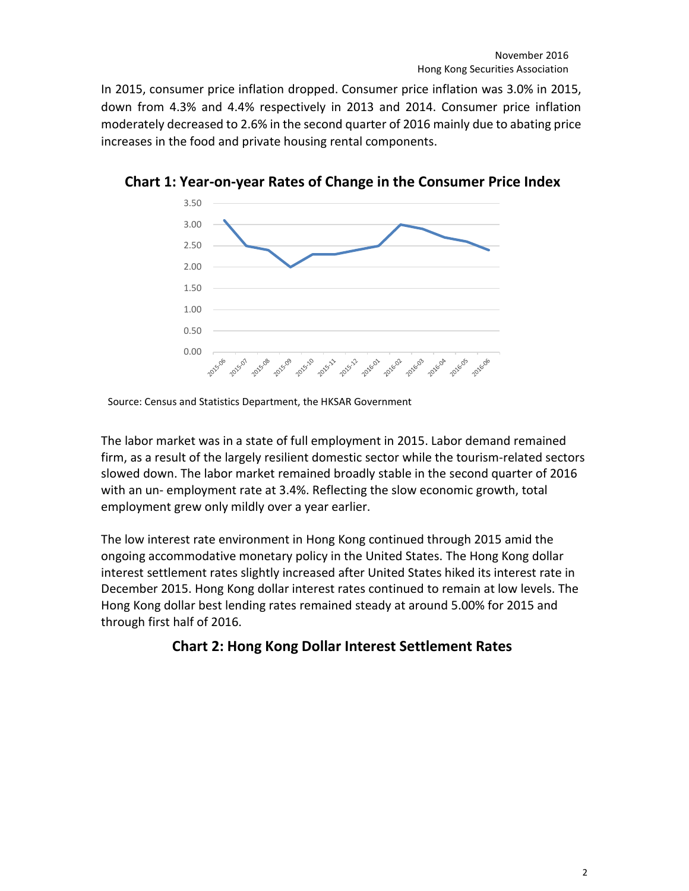In 2015, consumer price inflation dropped. Consumer price inflation was 3.0% in 2015, down from 4.3% and 4.4% respectively in 2013 and 2014. Consumer price inflation moderately decreased to 2.6% in the second quarter of 2016 mainly due to abating price increases in the food and private housing rental components.

**Chart 1: Year-on-year Rates of Change in the Consumer Price Index**

Source: Census and Statistics Department, the HKSAR Government

The labor market was in a state of full employment in 2015. Labor demand remained firm, as a result of the largely resilient domestic sector while the tourism-related sectors slowed down. The labor market remained broadly stable in the second quarter of 2016 with an un- employment rate at 3.4%. Reflecting the slow economic growth, total employment grew only mildly over a year earlier.

The low interest rate environment in Hong Kong continued through 2015 amid the ongoing accommodative monetary policy in the United States. The Hong Kong dollar interest settlement rates slightly increased after United States hiked its interest rate in December 2015. Hong Kong dollar interest rates continued to remain at low levels. The Hong Kong dollar best lending rates remained steady at around 5.00% for 2015 and through first half of 2016.

**Chart 2: Hong Kong Dollar Interest Settlement Rates**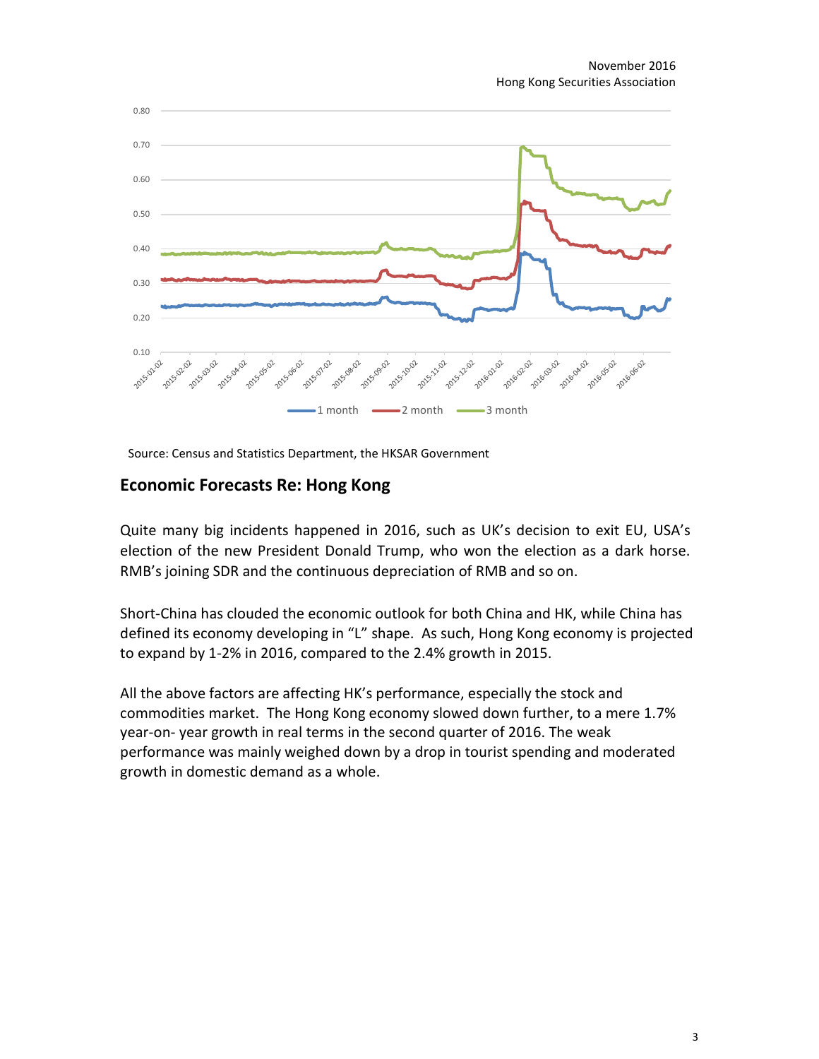November 2016
Hong Kong Securities Association

Source: Census and Statistics Department, the HKSAR Government

## Economic Forecasts Re: Hong Kong

Quite many big incidents happened in 2016, such as UK's decision to exit EU, USA's election of the new President Donald Trump, who won the election as a dark horse. RMB's joining SDR and the continuous depreciation of RMB and so on.

Short-China has clouded the economic outlook for both China and HK, while China has defined its economy developing in "L" shape. As such, Hong Kong economy is projected to expand by 1-2% in 2016, compared to the 2.4% growth in 2015.

All the above factors are affecting HK's performance, especially the stock and commodities market. The Hong Kong economy slowed down further, to a mere 1.7% year-on- year growth in real terms in the second quarter of 2016. The weak performance was mainly weighed down by a drop in tourist spending and moderated growth in domestic demand as a whole.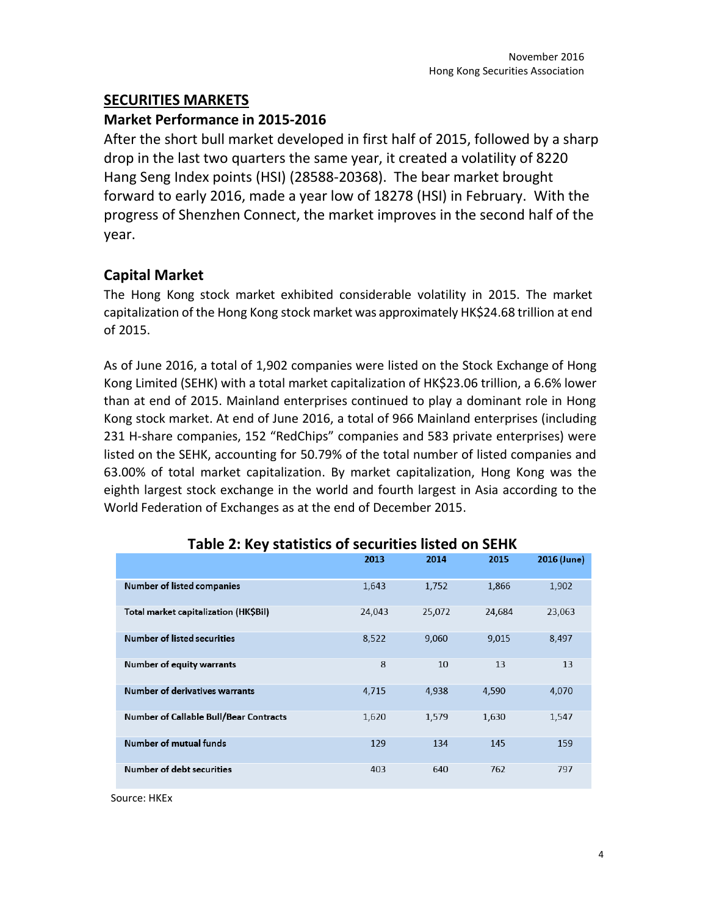## SECURITIES MARKETS

### Market Performance in 2015-2016

After the short bull market developed in first half of 2015, followed by a sharp drop in the last two quarters the same year, it created a volatility of 8220 Hang Seng Index points (HSI) (28588-20368). The bear market brought forward to early 2016, made a year low of 18278 (HSI) in February. With the progress of Shenzhen Connect, the market improves in the second half of the year.

### Capital Market

The Hong Kong stock market exhibited considerable volatility in 2015. The market capitalization of the Hong Kong stock market was approximately HK$24.68 trillion at end of 2015.

As of June 2016, a total of 1,902 companies were listed on the Stock Exchange of Hong Kong Limited (SEHK) with a total market capitalization of HK$23.06 trillion, a 6.6% lower than at end of 2015. Mainland enterprises continued to play a dominant role in Hong Kong stock market. At end of June 2016, a total of 966 Mainland enterprises (including 231 H-share companies, 152 "RedChips" companies and 583 private enterprises) were listed on the SEHK, accounting for 50.79% of the total number of listed companies and 63.00% of total market capitalization. By market capitalization, Hong Kong was the eighth largest stock exchange in the world and fourth largest in Asia according to the World Federation of Exchanges as at the end of December 2015.

**Table 2: Key statistics of securities listed on SEHK**

| | 2013 | 2014 | 2015 | 2016 (June) |
|---|---|---|---|---|
| **Number of listed companies** | 1,643 | 1,752 | 1,866 | 1,902 |
| **Total market capitalization (HK$Bil)** | 24,043 | 25,072 | 24,684 | 23,063 |
| **Number of listed securities** | 8,522 | 9,060 | 9,015 | 8,497 |
| **Number of equity warrants** | 8 | 10 | 13 | 13 |
| **Number of derivatives warrants** | 4,715 | 4,938 | 4,590 | 4,070 |
| **Number of Callable Bull/Bear Contracts** | 1,620 | 1,579 | 1,630 | 1,547 |
| **Number of mutual funds** | 129 | 134 | 145 | 159 |
| **Number of debt securities** | 403 | 640 | 762 | 797 |

Source: HKEx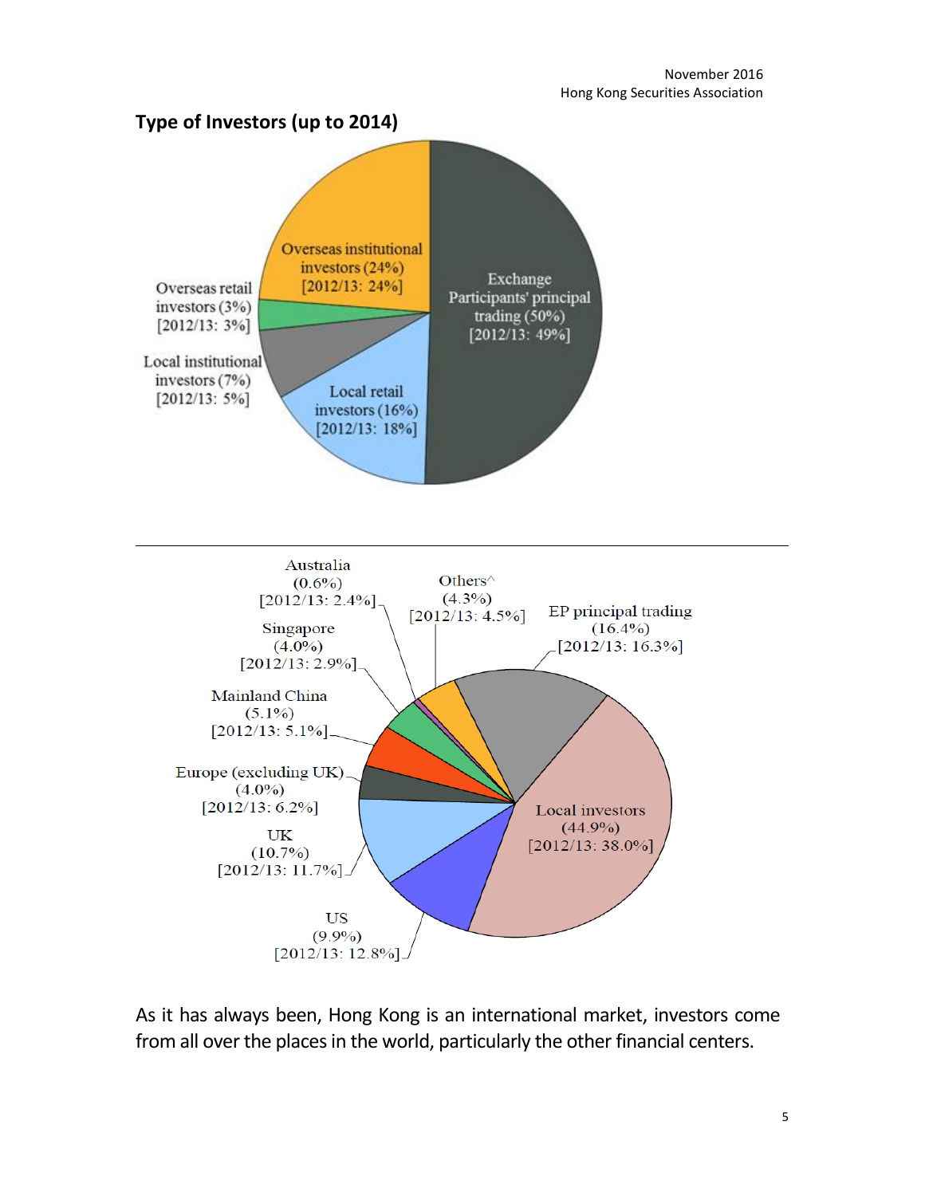## Type of Investors (up to 2014)

Overseas institutional investors (24%) [2012/13: 24%]

Exchange Participants' principal trading (50%) [2012/13: 49%]

Overseas retail investors (3%) [2012/13: 3%]

Local institutional investors (7%) [2012/13: 5%]

Local retail investors (16%) [2012/13: 18%]

---

Australia (0.6%) [2012/13: 2.4%]

Others^ (4.3%) [2012/13: 4.5%]

EP principal trading (16.4%) [2012/13: 16.3%]

Singapore (4.0%) [2012/13: 2.9%]

Mainland China (5.1%) [2012/13: 5.1%]

Europe (excluding UK) (4.0%) [2012/13: 6.2%]

Local investors (44.9%) [2012/13: 38.0%]

UK (10.7%) [2012/13: 11.7%]

US (9.9%) [2012/13: 12.8%]

As it has always been, Hong Kong is an international market, investors come from all over the places in the world, particularly the other financial centers.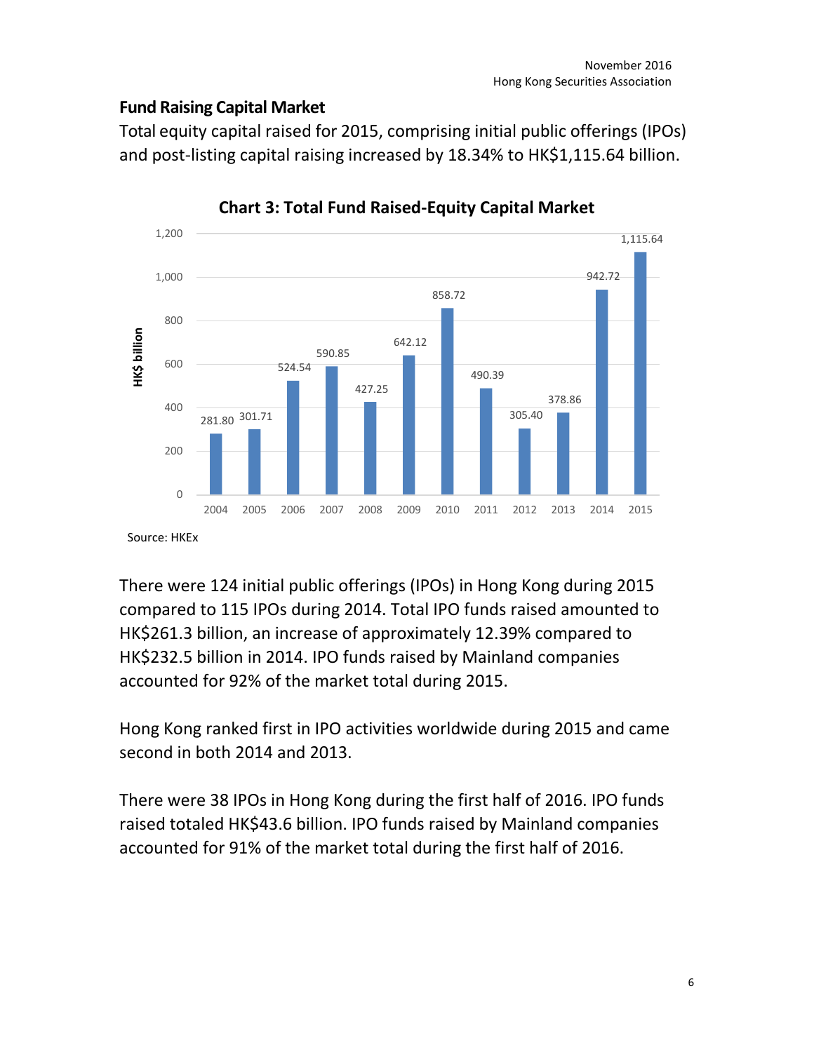## Fund Raising Capital Market

Total equity capital raised for 2015, comprising initial public offerings (IPOs) and post-listing capital raising increased by 18.34% to HK$1,115.64 billion.

**Chart 3: Total Fund Raised-Equity Capital Market**

| Year | HK$ billion |
|---|---|
| 2004 | 281.80 |
| 2005 | 301.71 |
| 2006 | 524.54 |
| 2007 | 590.85 |
| 2008 | 427.25 |
| 2009 | 642.12 |
| 2010 | 858.72 |
| 2011 | 490.39 |
| 2012 | 305.40 |
| 2013 | 378.86 |
| 2014 | 942.72 |
| 2015 | 1,115.64 |

Source: HKEx

There were 124 initial public offerings (IPOs) in Hong Kong during 2015 compared to 115 IPOs during 2014. Total IPO funds raised amounted to HK$261.3 billion, an increase of approximately 12.39% compared to HK$232.5 billion in 2014. IPO funds raised by Mainland companies accounted for 92% of the market total during 2015.

Hong Kong ranked first in IPO activities worldwide during 2015 and came second in both 2014 and 2013.

There were 38 IPOs in Hong Kong during the first half of 2016. IPO funds raised totaled HK$43.6 billion. IPO funds raised by Mainland companies accounted for 91% of the market total during the first half of 2016.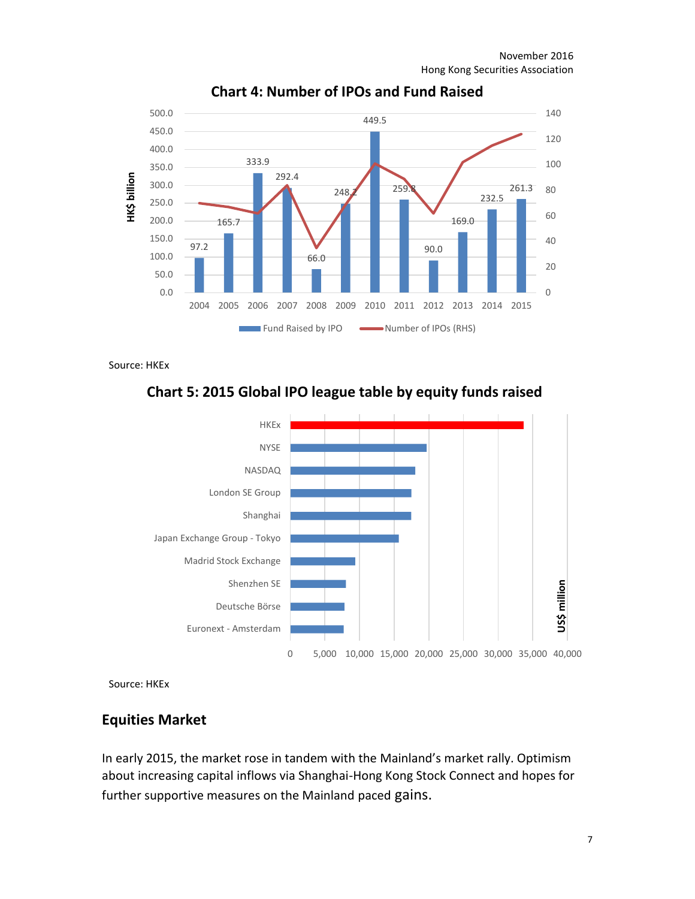**Chart 4: Number of IPOs and Fund Raised**

| Year | Fund Raised by IPO (HK$ billion) |
|---|---|
| 2004 | 97.2 |
| 2005 | 165.7 |
| 2006 | 333.9 |
| 2007 | 292.4 |
| 2008 | 66.0 |
| 2009 | 248.2 |
| 2010 | 449.5 |
| 2011 | 259.8 |
| 2012 | 90.0 |
| 2013 | 169.0 |
| 2014 | 232.5 |
| 2015 | 261.3 |

Fund Raised by IPO — Number of IPOs (RHS)

Source: HKEx

**Chart 5: 2015 Global IPO league table by equity funds raised**

HKEx, NYSE, NASDAQ, London SE Group, Shanghai, Japan Exchange Group - Tokyo, Madrid Stock Exchange, Shenzhen SE, Deutsche Börse, Euronext - Amsterdam (US$ million)

Source: HKEx

## Equities Market

In early 2015, the market rose in tandem with the Mainland's market rally. Optimism about increasing capital inflows via Shanghai-Hong Kong Stock Connect and hopes for further supportive measures on the Mainland paced gains.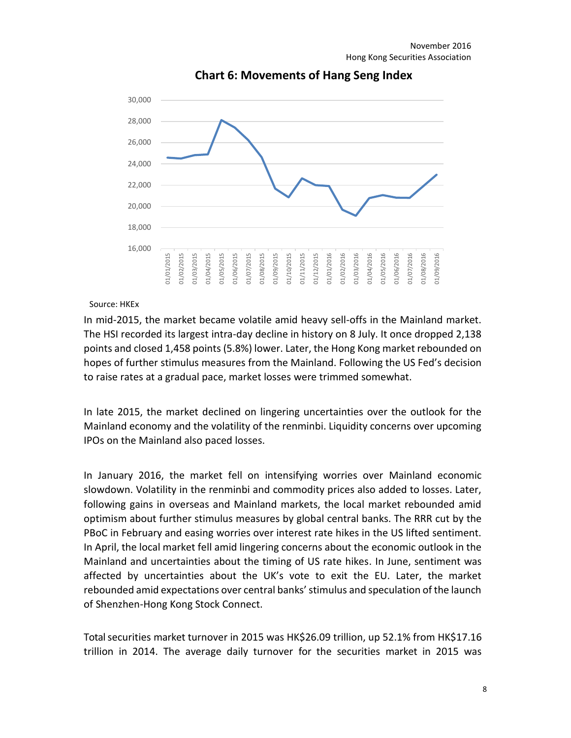## Chart 6: Movements of Hang Seng Index

Source: HKEx

In mid-2015, the market became volatile amid heavy sell-offs in the Mainland market. The HSI recorded its largest intra-day decline in history on 8 July. It once dropped 2,138 points and closed 1,458 points (5.8%) lower. Later, the Hong Kong market rebounded on hopes of further stimulus measures from the Mainland. Following the US Fed's decision to raise rates at a gradual pace, market losses were trimmed somewhat.

In late 2015, the market declined on lingering uncertainties over the outlook for the Mainland economy and the volatility of the renminbi. Liquidity concerns over upcoming IPOs on the Mainland also paced losses.

In January 2016, the market fell on intensifying worries over Mainland economic slowdown. Volatility in the renminbi and commodity prices also added to losses. Later, following gains in overseas and Mainland markets, the local market rebounded amid optimism about further stimulus measures by global central banks. The RRR cut by the PBoC in February and easing worries over interest rate hikes in the US lifted sentiment. In April, the local market fell amid lingering concerns about the economic outlook in the Mainland and uncertainties about the timing of US rate hikes. In June, sentiment was affected by uncertainties about the UK's vote to exit the EU. Later, the market rebounded amid expectations over central banks' stimulus and speculation of the launch of Shenzhen-Hong Kong Stock Connect.

Total securities market turnover in 2015 was HK$26.09 trillion, up 52.1% from HK$17.16 trillion in 2014. The average daily turnover for the securities market in 2015 was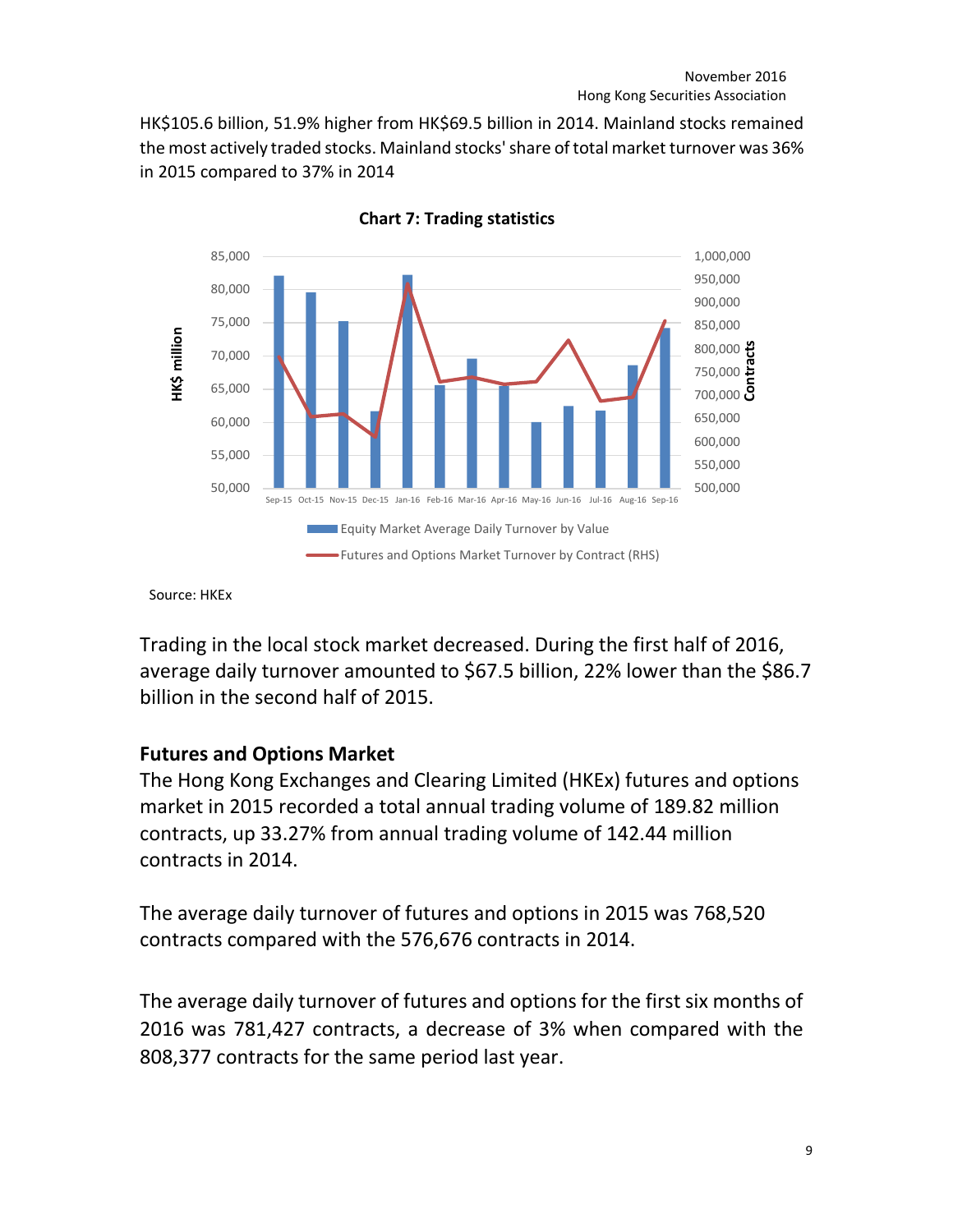HK$105.6 billion, 51.9% higher from HK$69.5 billion in 2014. Mainland stocks remained the most actively traded stocks. Mainland stocks' share of total market turnover was 36% in 2015 compared to 37% in 2014

**Chart 7: Trading statistics**

Source: HKEx

Trading in the local stock market decreased. During the first half of 2016, average daily turnover amounted to $67.5 billion, 22% lower than the $86.7 billion in the second half of 2015.

## Futures and Options Market

The Hong Kong Exchanges and Clearing Limited (HKEx) futures and options market in 2015 recorded a total annual trading volume of 189.82 million contracts, up 33.27% from annual trading volume of 142.44 million contracts in 2014.

The average daily turnover of futures and options in 2015 was 768,520 contracts compared with the 576,676 contracts in 2014.

The average daily turnover of futures and options for the first six months of 2016 was 781,427 contracts, a decrease of 3% when compared with the 808,377 contracts for the same period last year.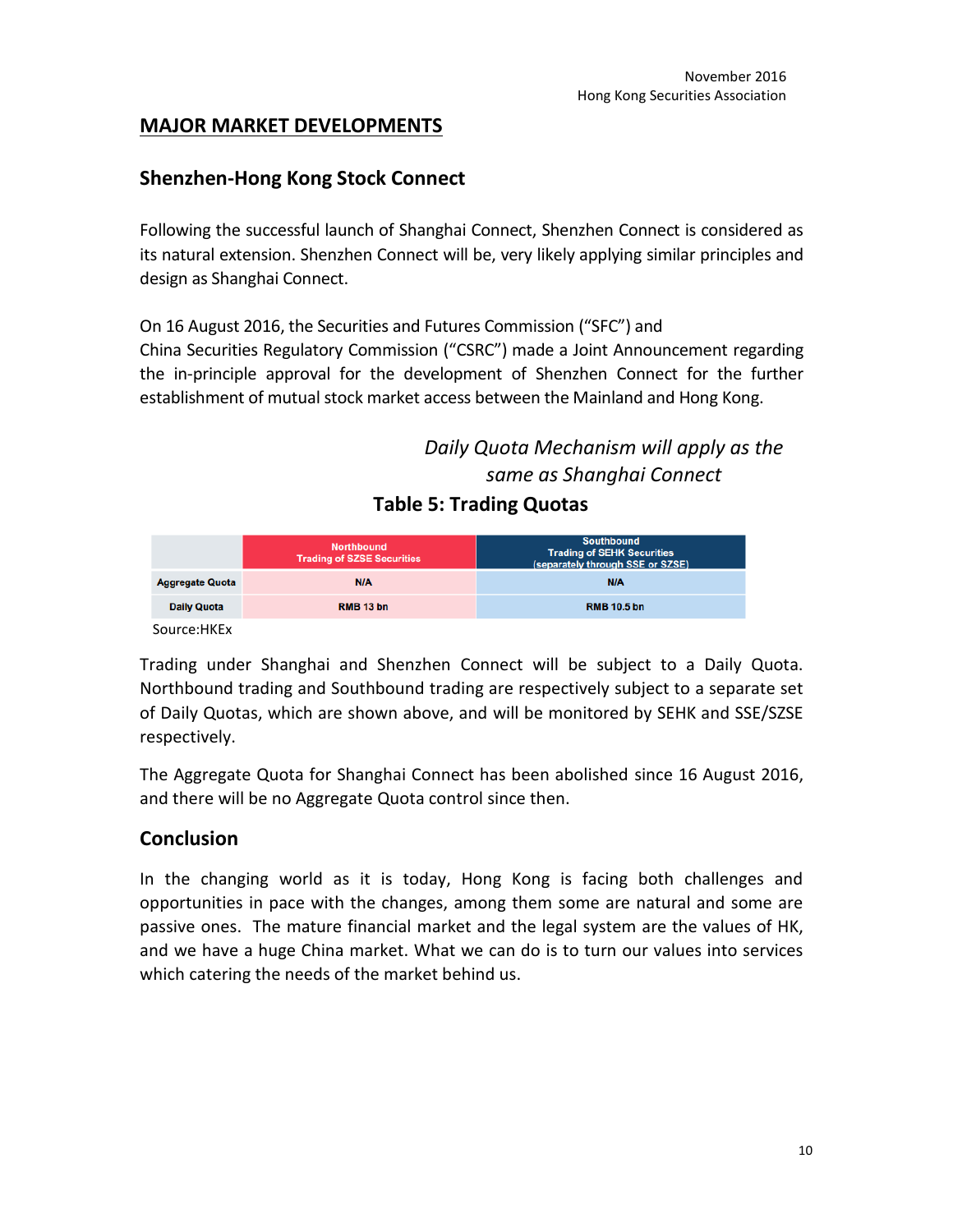## MAJOR MARKET DEVELOPMENTS

### Shenzhen-Hong Kong Stock Connect

Following the successful launch of Shanghai Connect, Shenzhen Connect is considered as its natural extension. Shenzhen Connect will be, very likely applying similar principles and design as Shanghai Connect.

On 16 August 2016, the Securities and Futures Commission ("SFC") and China Securities Regulatory Commission ("CSRC") made a Joint Announcement regarding the in-principle approval for the development of Shenzhen Connect for the further establishment of mutual stock market access between the Mainland and Hong Kong.

*Daily Quota Mechanism will apply as the same as Shanghai Connect*

**Table 5: Trading Quotas**

| | Northbound Trading of SZSE Securities | Southbound Trading of SEHK Securities (separately through SSE or SZSE) |
|---|---|---|
| Aggregate Quota | N/A | N/A |
| Daily Quota | RMB 13 bn | RMB 10.5 bn |

Source:HKEx

Trading under Shanghai and Shenzhen Connect will be subject to a Daily Quota. Northbound trading and Southbound trading are respectively subject to a separate set of Daily Quotas, which are shown above, and will be monitored by SEHK and SSE/SZSE respectively.

The Aggregate Quota for Shanghai Connect has been abolished since 16 August 2016, and there will be no Aggregate Quota control since then.

### Conclusion

In the changing world as it is today, Hong Kong is facing both challenges and opportunities in pace with the changes, among them some are natural and some are passive ones. The mature financial market and the legal system are the values of HK, and we have a huge China market. What we can do is to turn our values into services which catering the needs of the market behind us.